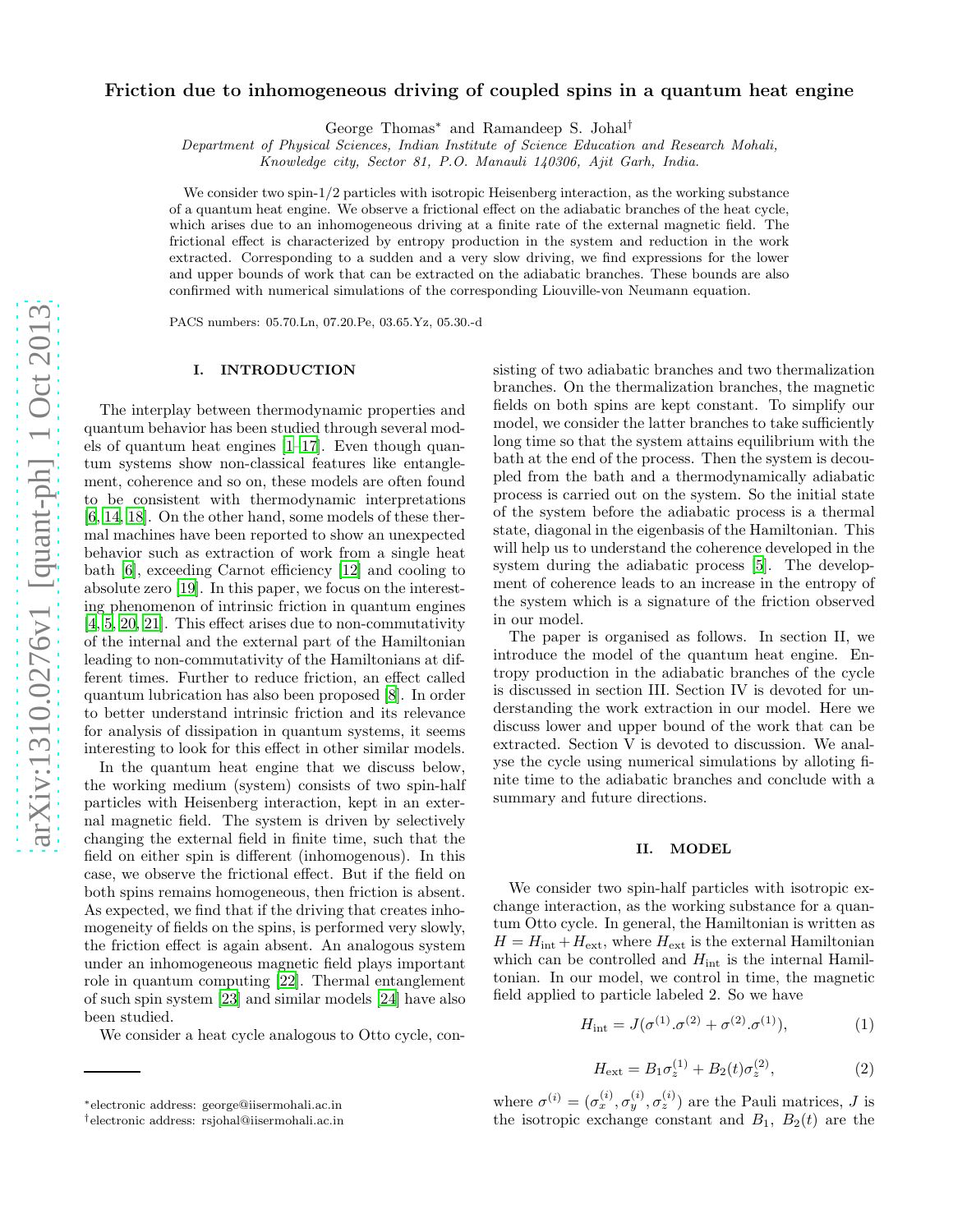# Friction due to inhomogeneous driving of coupled spins in a quantum heat engine

George Thomas* and Ramandeep S. Johal†

*Department of Physical Sciences, Indian Institute of Science Education and Research Mohali, Knowledge city, Sector 81, P.O. Manauli 140306, Ajit Garh, India.*

We consider two spin-1/2 particles with isotropic Heisenberg interaction, as the working substance of a quantum heat engine. We observe a frictional effect on the adiabatic branches of the heat cycle, which arises due to an inhomogeneous driving at a finite rate of the external magnetic field. The frictional effect is characterized by entropy production in the system and reduction in the work extracted. Corresponding to a sudden and a very slow driving, we find expressions for the lower and upper bounds of work that can be extracted on the adiabatic branches. These bounds are also confirmed with numerical simulations of the corresponding Liouville-von Neumann equation.

PACS numbers: 05.70.Ln, 07.20.Pe, 03.65.Yz, 05.30.-d

## I. INTRODUCTION

The interplay between thermodynamic properties and quantum behavior has been studied through several models of quantum heat engines [1–17]. Even though quantum systems show non-classical features like entanglement, coherence and so on, these models are often found to be consistent with thermodynamic interpretations [6, 14, 18]. On the other hand, some models of these thermal machines have been reported to show an unexpected behavior such as extraction of work from a single heat bath [6], exceeding Carnot efficiency [12] and cooling to absolute zero [19]. In this paper, we focus on the interesting phenomenon of intrinsic friction in quantum engines [4, 5, 20, 21]. This effect arises due to non-commutativity of the internal and the external part of the Hamiltonian leading to non-commutativity of the Hamiltonians at different times. Further to reduce friction, an effect called quantum lubrication has also been proposed [8]. In order to better understand intrinsic friction and its relevance for analysis of dissipation in quantum systems, it seems interesting to look for this effect in other similar models.

In the quantum heat engine that we discuss below, the working medium (system) consists of two spin-half particles with Heisenberg interaction, kept in an external magnetic field. The system is driven by selectively changing the external field in finite time, such that the field on either spin is different (inhomogenous). In this case, we observe the frictional effect. But if the field on both spins remains homogeneous, then friction is absent. As expected, we find that if the driving that creates inhomogeneity of fields on the spins, is performed very slowly, the friction effect is again absent. An analogous system under an inhomogeneous magnetic field plays important role in quantum computing [22]. Thermal entanglement of such spin system [23] and similar models [24] have also been studied.

We consider a heat cycle analogous to Otto cycle, consisting of two adiabatic branches and two thermalization branches. On the thermalization branches, the magnetic fields on both spins are kept constant. To simplify our model, we consider the latter branches to take sufficiently long time so that the system attains equilibrium with the bath at the end of the process. Then the system is decoupled from the bath and a thermodynamically adiabatic process is carried out on the system. So the initial state of the system before the adiabatic process is a thermal state, diagonal in the eigenbasis of the Hamiltonian. This will help us to understand the coherence developed in the system during the adiabatic process [5]. The development of coherence leads to an increase in the entropy of the system which is a signature of the friction observed in our model.

The paper is organised as follows. In section II, we introduce the model of the quantum heat engine. Entropy production in the adiabatic branches of the cycle is discussed in section III. Section IV is devoted for understanding the work extraction in our model. Here we discuss lower and upper bound of the work that can be extracted. Section V is devoted to discussion. We analyse the cycle using numerical simulations by alloting finite time to the adiabatic branches and conclude with a summary and future directions.

## II. MODEL

We consider two spin-half particles with isotropic exchange interaction, as the working substance for a quantum Otto cycle. In general, the Hamiltonian is written as $H = H_{\rm int} + H_{\rm ext}$, where $H_{\rm ext}$ is the external Hamiltonian which can be controlled and $H_{\rm int}$ is the internal Hamiltonian. In our model, we control in time, the magnetic field applied to particle labeled 2. So we have

$$H_{\rm int} = J(\sigma^{(1)}.\sigma^{(2)} + \sigma^{(2)}.\sigma^{(1)}), \tag{1}$$

$$H_{\rm ext} = B_1 \sigma_z^{(1)} + B_2(t)\sigma_z^{(2)}, \tag{2}$$

where $\sigma^{(i)} = (\sigma_x^{(i)}, \sigma_y^{(i)}, \sigma_z^{(i)})$ are the Pauli matrices, $J$ is the isotropic exchange constant and $B_1$, $B_2(t)$ are the

*electronic address: george@iisermohali.ac.in
†electronic address: rsjohal@iisermohali.ac.in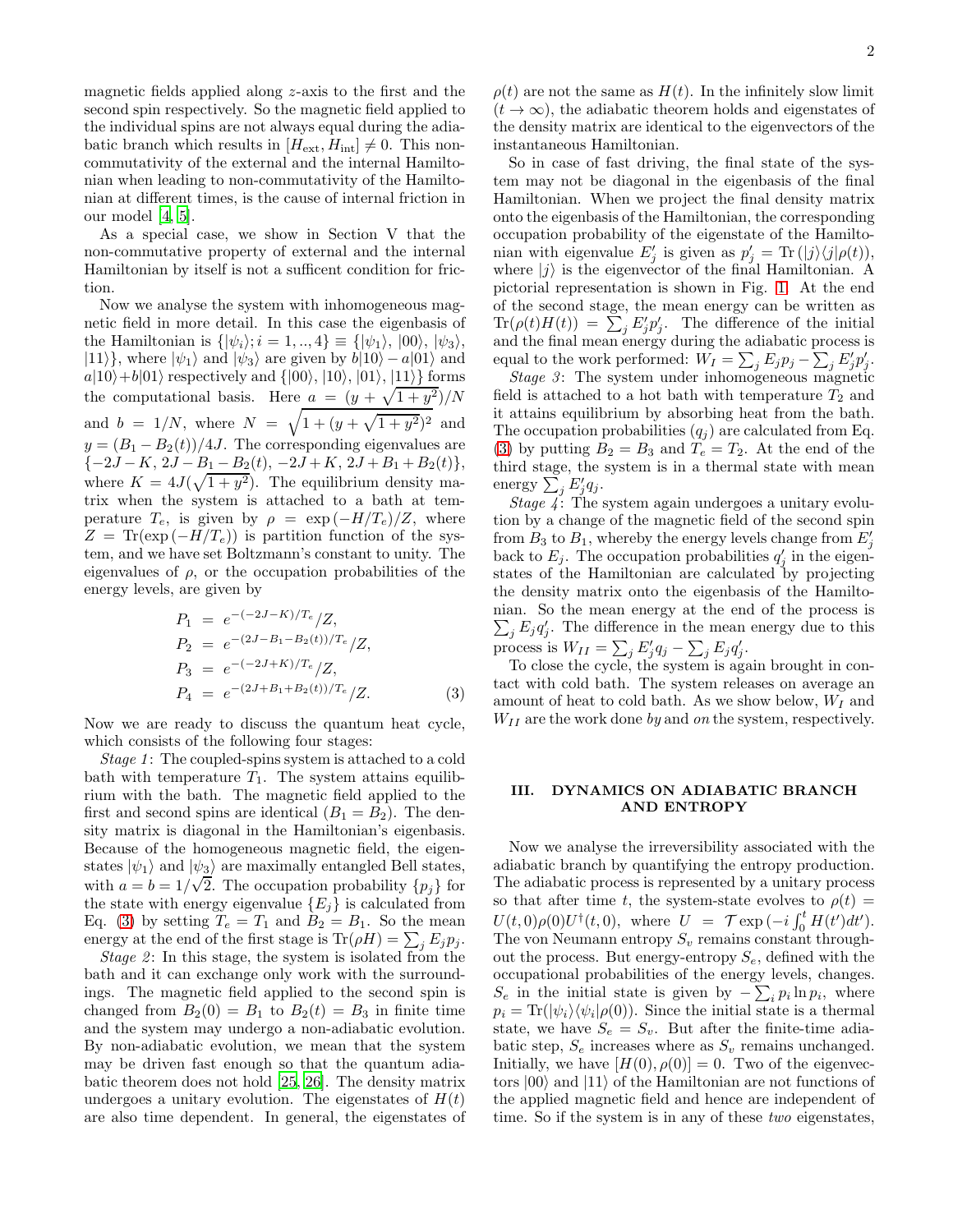magnetic fields applied along $z$-axis to the first and the second spin respectively. So the magnetic field applied to the individual spins are not always equal during the adiabatic branch which results in $[H_{\rm ext}, H_{\rm int}] \neq 0$. This non-commutativity of the external and the internal Hamiltonian when leading to non-commutativity of the Hamiltonian at different times, is the cause of internal friction in our model [4, 5].

As a special case, we show in Section V that the non-commutative property of external and the internal Hamiltonian by itself is not a sufficent condition for friction.

Now we analyse the system with inhomogeneous magnetic field in more detail. In this case the eigenbasis of the Hamiltonian is $\{|\psi_i\rangle; i = 1,..,4\} \equiv \{|\psi_1\rangle, |00\rangle, |\psi_3\rangle, |11\rangle\}$, where $|\psi_1\rangle$ and $|\psi_3\rangle$ are given by $b|10\rangle - a|01\rangle$ and $a|10\rangle + b|01\rangle$ respectively and $\{|00\rangle, |10\rangle, |01\rangle, |11\rangle\}$ forms the computational basis. Here $a = (y + \sqrt{1+y^2})/N$ and $b = 1/N$, where $N = \sqrt{1 + (y + \sqrt{1+y^2})^2}$ and $y = (B_1 - B_2(t))/4J$. The corresponding eigenvalues are $\{-2J - K, 2J - B_1 - B_2(t), -2J + K, 2J + B_1 + B_2(t)\}$, where $K = 4J(\sqrt{1+y^2})$. The equilibrium density matrix when the system is attached to a bath at temperature $T_e$, is given by $\rho = \exp(-H/T_e)/Z$, where $Z = \mathrm{Tr}(\exp(-H/T_e))$ is partition function of the system, and we have set Boltzmann's constant to unity. The eigenvalues of $\rho$, or the occupation probabilities of the energy levels, are given by

$$
\begin{aligned}
P_1 &= e^{-(-2J-K)/T_e}/Z, \\
P_2 &= e^{-(2J-B_1-B_2(t))/T_e}/Z, \\
P_3 &= e^{-(-2J+K)/T_e}/Z, \\
P_4 &= e^{-(2J+B_1+B_2(t))/T_e}/Z. 
\end{aligned}
\tag{3}
$$

Now we are ready to discuss the quantum heat cycle, which consists of the following four stages:

*Stage 1*: The coupled-spins system is attached to a cold bath with temperature $T_1$. The system attains equilibrium with the bath. The magnetic field applied to the first and second spins are identical ($B_1 = B_2$). The density matrix is diagonal in the Hamiltonian's eigenbasis. Because of the homogeneous magnetic field, the eigenstates $|\psi_1\rangle$ and $|\psi_3\rangle$ are maximally entangled Bell states, with $a = b = 1/\sqrt{2}$. The occupation probability $\{p_j\}$ for the state with energy eigenvalue $\{E_j\}$ is calculated from Eq. (3) by setting $T_e = T_1$ and $B_2 = B_1$. So the mean energy at the end of the first stage is $\mathrm{Tr}(\rho H) = \sum_j E_j p_j$.

*Stage 2*: In this stage, the system is isolated from the bath and it can exchange only work with the surroundings. The magnetic field applied to the second spin is changed from $B_2(0) = B_1$ to $B_2(t) = B_3$ in finite time and the system may undergo a non-adiabatic evolution. By non-adiabatic evolution, we mean that the system may be driven fast enough so that the quantum adiabatic theorem does not hold [25, 26]. The density matrix undergoes a unitary evolution. The eigenstates of $H(t)$ are also time dependent. In general, the eigenstates of $\rho(t)$ are not the same as $H(t)$. In the infinitely slow limit ($t \to \infty$), the adiabatic theorem holds and eigenstates of the density matrix are identical to the eigenvectors of the instantaneous Hamiltonian.

So in case of fast driving, the final state of the system may not be diagonal in the eigenbasis of the final Hamiltonian. When we project the final density matrix onto the eigenbasis of the Hamiltonian, the corresponding occupation probability of the eigenstate of the Hamiltonian with eigenvalue $E'_j$ is given as $p'_j = \mathrm{Tr}(|j\rangle\langle j|\rho(t))$, where $|j\rangle$ is the eigenvector of the final Hamiltonian. A pictorial representation is shown in Fig. 1. At the end of the second stage, the mean energy can be written as $\mathrm{Tr}(\rho(t)H(t)) = \sum_j E'_j p'_j$. The difference of the initial and the final mean energy during the adiabatic process is equal to the work performed: $W_I = \sum_j E_j p_j - \sum_j E'_j p'_j$.

*Stage 3*: The system under inhomogeneous magnetic field is attached to a hot bath with temperature $T_2$ and it attains equilibrium by absorbing heat from the bath. The occupation probabilities ($q_j$) are calculated from Eq. (3) by putting $B_2 = B_3$ and $T_e = T_2$. At the end of the third stage, the system is in a thermal state with mean energy $\sum_j E'_j q_j$.

*Stage 4*: The system again undergoes a unitary evolution by a change of the magnetic field of the second spin from $B_3$ to $B_1$, whereby the energy levels change from $E'_j$ back to $E_j$. The occupation probabilities $q'_j$ in the eigenstates of the Hamiltonian are calculated by projecting the density matrix onto the eigenbasis of the Hamiltonian. So the mean energy at the end of the process is $\sum_j E_j q'_j$. The difference in the mean energy due to this process is $W_{II} = \sum_j E'_j q_j - \sum_j E_j q'_j$.

To close the cycle, the system is again brought in contact with cold bath. The system releases on average an amount of heat to cold bath. As we show below, $W_I$ and $W_{II}$ are the work done *by* and *on* the system, respectively.

## III. DYNAMICS ON ADIABATIC BRANCH AND ENTROPY

Now we analyse the irreversibility associated with the adiabatic branch by quantifying the entropy production. The adiabatic process is represented by a unitary process so that after time $t$, the system-state evolves to $\rho(t) = U(t,0)\rho(0)U^\dagger(t,0)$, where $U = \mathcal{T}\exp(-i\int_0^t H(t')dt')$. The von Neumann entropy $S_v$ remains constant throughout the process. But energy-entropy $S_e$, defined with the occupational probabilities of the energy levels, changes. $S_e$ in the initial state is given by $-\sum_i p_i \ln p_i$, where $p_i = \mathrm{Tr}(|\psi_i\rangle\langle\psi_i|\rho(0))$. Since the initial state is a thermal state, we have $S_e = S_v$. But after the finite-time adiabatic step, $S_e$ increases where as $S_v$ remains unchanged. Initially, we have $[H(0), \rho(0)] = 0$. Two of the eigenvectors $|00\rangle$ and $|11\rangle$ of the Hamiltonian are not functions of the applied magnetic field and hence are independent of time. So if the system is in any of these *two* eigenstates,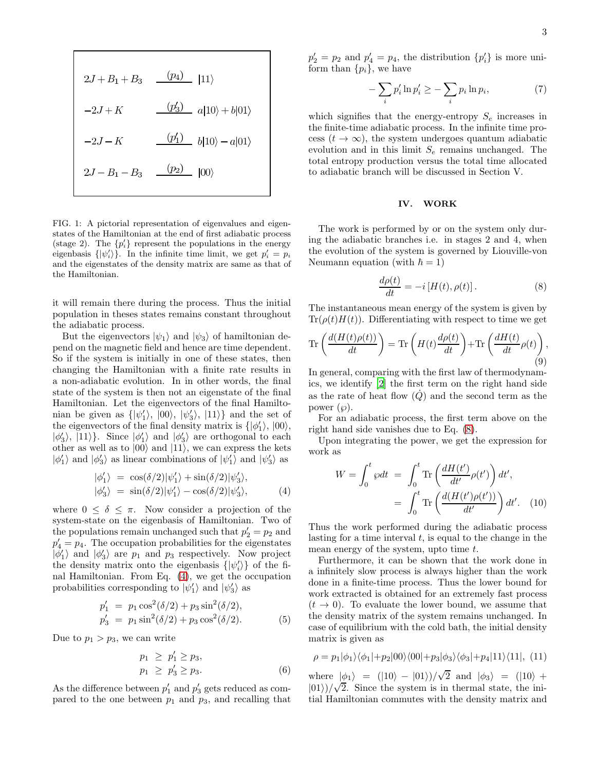$$
\begin{array}{lll}
2J+B_1+B_3 & \underline{\quad (p_4) \quad} & |11\rangle \\
-2J+K & \underline{\quad (p_3') \quad} & a|10\rangle + b|01\rangle \\
-2J-K & \underline{\quad (p_1') \quad} & b|10\rangle - a|01\rangle \\
2J-B_1-B_3 & \underline{\quad (p_2) \quad} & |00\rangle
\end{array}
$$

FIG. 1: A pictorial representation of eigenvalues and eigenstates of the Hamiltonian at the end of first adiabatic process (stage 2). The $\{p_i'\}$ represent the populations in the energy eigenbasis $\{|\psi_i'\rangle\}$. In the infinite time limit, we get $p_i' = p_i$ and the eigenstates of the density matrix are same as that of the Hamiltonian.

it will remain there during the process. Thus the initial population in theses states remains constant throughout the adiabatic process.

But the eigenvectors $|\psi_1\rangle$ and $|\psi_3\rangle$ of hamiltonian depend on the magnetic field and hence are time dependent. So if the system is initially in one of these states, then changing the Hamiltonian with a finite rate results in a non-adiabatic evolution. In in other words, the final state of the system is then not an eigenstate of the final Hamiltonian. Let the eigenvectors of the final Hamiltonian be given as $\{|\psi_1'\rangle, |00\rangle, |\psi_3'\rangle, |11\rangle\}$ and the set of the eigenvectors of the final density matrix is $\{|\phi_1'\rangle, |00\rangle, |\phi_3'\rangle, |11\rangle\}$. Since $|\phi_1'\rangle$ and $|\phi_3'\rangle$ are orthogonal to each other as well as to $|00\rangle$ and $|11\rangle$, we can express the kets $|\phi_1'\rangle$ and $|\phi_3'\rangle$ as linear combinations of $|\psi_1'\rangle$ and $|\psi_3'\rangle$ as

$$
\begin{aligned}
|\phi_1'\rangle &= \cos(\delta/2)|\psi_1'\rangle + \sin(\delta/2)|\psi_3'\rangle, \\
|\phi_3'\rangle &= \sin(\delta/2)|\psi_1'\rangle - \cos(\delta/2)|\psi_3'\rangle,
\end{aligned} \tag{4}
$$

where $0 \leq \delta \leq \pi$. Now consider a projection of the system-state on the eigenbasis of Hamiltonian. Two of the populations remain unchanged such that $p_2' = p_2$ and $p_4' = p_4$. The occupation probabilities for the eigenstates $|\phi_1'\rangle$ and $|\phi_3'\rangle$ are $p_1$ and $p_3$ respectively. Now project the density matrix onto the eigenbasis $\{|\psi_i'\rangle\}$ of the final Hamiltonian. From Eq. (4), we get the occupation probabilities corresponding to $|\psi_1'\rangle$ and $|\psi_3'\rangle$ as

$$
\begin{aligned}
p_1' &= p_1\cos^2(\delta/2) + p_3\sin^2(\delta/2), \\
p_3' &= p_1\sin^2(\delta/2) + p_3\cos^2(\delta/2).
\end{aligned} \tag{5}
$$

Due to $p_1 > p_3$, we can write

$$
\begin{aligned}
p_1 &\geq p_1' \geq p_3, \\
p_1 &\geq p_3' \geq p_3.
\end{aligned} \tag{6}
$$

As the difference between $p_1'$ and $p_3'$ gets reduced as compared to the one between $p_1$ and $p_3$, and recalling that $p_2' = p_2$ and $p_4' = p_4$, the distribution $\{p_i'\}$ is more uniform than $\{p_i\}$, we have

$$
-\sum_i p_i' \ln p_i' \geq -\sum_i p_i \ln p_i, \tag{7}
$$

which signifies that the energy-entropy $S_e$ increases in the finite-time adiabatic process. In the infinite time process ($t \to \infty$), the system undergoes quantum adiabatic evolution and in this limit $S_e$ remains unchanged. The total entropy production versus the total time allocated to adiabatic branch will be discussed in Section V.

## IV. WORK

The work is performed by or on the system only during the adiabatic branches i.e. in stages 2 and 4, when the evolution of the system is governed by Liouville-von Neumann equation (with $\hbar = 1$)

$$
\frac{d\rho(t)}{dt} = -i\left[H(t), \rho(t)\right]. \tag{8}
$$

The instantaneous mean energy of the system is given by $\mathrm{Tr}(\rho(t)H(t))$. Differentiating with respect to time we get

$$
\mathrm{Tr}\left(\frac{d(H(t)\rho(t))}{dt}\right) = \mathrm{Tr}\left(H(t)\frac{d\rho(t)}{dt}\right) + \mathrm{Tr}\left(\frac{dH(t)}{dt}\rho(t)\right), \tag{9}
$$

In general, comparing with the first law of thermodynamics, we identify [2] the first term on the right hand side as the rate of heat flow ($\dot{Q}$) and the second term as the power ($\wp$).

For an adiabatic process, the first term above on the right hand side vanishes due to Eq. (8).

Upon integrating the power, we get the expression for work as

$$
\begin{aligned}
W = \int_0^t \wp dt &= \int_0^t \mathrm{Tr}\left(\frac{dH(t')}{dt'}\rho(t')\right) dt', \\
&= \int_0^t \mathrm{Tr}\left(\frac{d(H(t')\rho(t'))}{dt'}\right) dt'.
\end{aligned} \tag{10}
$$

Thus the work performed during the adiabatic process lasting for a time interval $t$, is equal to the change in the mean energy of the system, upto time $t$.

Furthermore, it can be shown that the work done in a infinitely slow process is always higher than the work done in a finite-time process. Thus the lower bound for work extracted is obtained for an extremely fast process ($t \to 0$). To evaluate the lower bound, we assume that the density matrix of the system remains unchanged. In case of equilibrium with the cold bath, the initial density matrix is given as

$$
\rho = p_1|\phi_1\rangle\langle\phi_1| + p_2|00\rangle\langle 00| + p_3|\phi_3\rangle\langle\phi_3| + p_4|11\rangle\langle 11|, \tag{11}
$$

where $|\phi_1\rangle = (|10\rangle - |01\rangle)/\sqrt{2}$ and $|\phi_3\rangle = (|10\rangle + |01\rangle)/\sqrt{2}$. Since the system is in thermal state, the initial Hamiltonian commutes with the density matrix and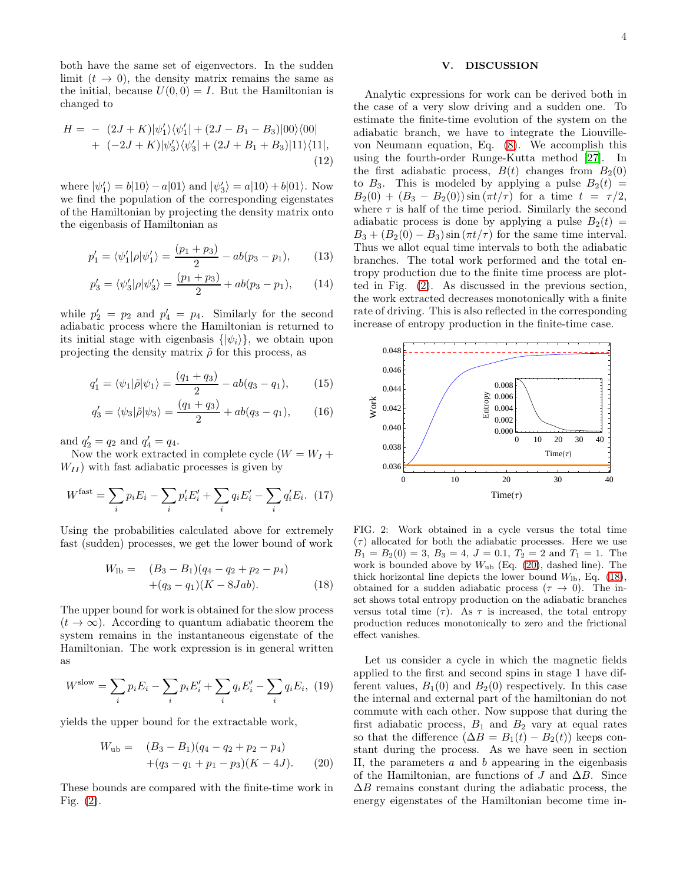both have the same set of eigenvectors. In the sudden limit ($t \to 0$), the density matrix remains the same as the initial, because $U(0,0) = I$. But the Hamiltonian is changed to

$$H = - (2J+K)|\psi_1'\rangle\langle\psi_1'| + (2J - B_1 - B_3)|00\rangle\langle 00| + (-2J+K)|\psi_3'\rangle\langle\psi_3'| + (2J + B_1 + B_3)|11\rangle\langle 11|, \quad (12)$$

where $|\psi_1'\rangle = b|10\rangle - a|01\rangle$ and $|\psi_3'\rangle = a|10\rangle + b|01\rangle$. Now we find the population of the corresponding eigenstates of the Hamiltonian by projecting the density matrix onto the eigenbasis of Hamiltonian as

$$p_1' = \langle\psi_1'|\rho|\psi_1'\rangle = \frac{(p_1+p_3)}{2} - ab(p_3 - p_1), \quad (13)$$

$$p_3' = \langle\psi_3'|\rho|\psi_3'\rangle = \frac{(p_1+p_3)}{2} + ab(p_3 - p_1), \quad (14)$$

while $p_2' = p_2$ and $p_4' = p_4$. Similarly for the second adiabatic process where the Hamiltonian is returned to its initial stage with eigenbasis $\{|\psi_i\rangle\}$, we obtain upon projecting the density matrix $\tilde{\rho}$ for this process, as

$$q_1' = \langle\psi_1|\tilde{\rho}|\psi_1\rangle = \frac{(q_1+q_3)}{2} - ab(q_3 - q_1), \quad (15)$$

$$q_3' = \langle\psi_3|\tilde{\rho}|\psi_3\rangle = \frac{(q_1+q_3)}{2} + ab(q_3 - q_1), \quad (16)$$

and $q_2' = q_2$ and $q_4' = q_4$.

Now the work extracted in complete cycle ($W = W_I + W_{II}$) with fast adiabatic processes is given by

$$W^{\text{fast}} = \sum_i p_i E_i - \sum_i p_i' E_i' + \sum_i q_i E_i' - \sum_i q_i' E_i. \quad (17)$$

Using the probabilities calculated above for extremely fast (sudden) processes, we get the lower bound of work

$$W_{\text{lb}} = (B_3 - B_1)(q_4 - q_2 + p_2 - p_4) + (q_3 - q_1)(K - 8Jab). \quad (18)$$

The upper bound for work is obtained for the slow process ($t \to \infty$). According to quantum adiabatic theorem the system remains in the instantaneous eigenstate of the Hamiltonian. The work expression is in general written as

$$W^{\text{slow}} = \sum_i p_i E_i - \sum_i p_i E_i' + \sum_i q_i E_i' - \sum_i q_i E_i, \quad (19)$$

yields the upper bound for the extractable work,

$$W_{\text{ub}} = (B_3 - B_1)(q_4 - q_2 + p_2 - p_4) + (q_3 - q_1 + p_1 - p_3)(K - 4J). \quad (20)$$

These bounds are compared with the finite-time work in Fig. (2).

## V. DISCUSSION

Analytic expressions for work can be derived both in the case of a very slow driving and a sudden one. To estimate the finite-time evolution of the system on the adiabatic branch, we have to integrate the Liouville-von Neumann equation, Eq. (8). We accomplish this using the fourth-order Runge-Kutta method [27]. In the first adiabatic process, $B(t)$ changes from $B_2(0)$ to $B_3$. This is modeled by applying a pulse $B_2(t) = B_2(0) + (B_3 - B_2(0))\sin(\pi t/\tau)$ for a time $t = \tau/2$, where $\tau$ is half of the time period. Similarly the second adiabatic process is done by applying a pulse $B_2(t) = B_3 + (B_2(0) - B_3)\sin(\pi t/\tau)$ for the same time interval. Thus we allot equal time intervals to both the adiabatic branches. The total work performed and the total entropy production due to the finite time process are plotted in Fig. (2). As discussed in the previous section, the work extracted decreases monotonically with a finite rate of driving. This is also reflected in the corresponding increase of entropy production in the finite-time case.

FIG. 2: Work obtained in a cycle versus the total time ($\tau$) allocated for both the adiabatic processes. Here we use $B_1 = B_2(0) = 3$, $B_3 = 4$, $J = 0.1$, $T_2 = 2$ and $T_1 = 1$. The work is bounded above by $W_{\text{ub}}$ (Eq. (20), dashed line). The thick horizontal line depicts the lower bound $W_{\text{lb}}$, Eq. (18), obtained for a sudden adiabatic process ($\tau \to 0$). The inset shows total entropy production on the adiabatic branches versus total time ($\tau$). As $\tau$ is increased, the total entropy production reduces monotonically to zero and the frictional effect vanishes.

Let us consider a cycle in which the magnetic fields applied to the first and second spins in stage 1 have different values, $B_1(0)$ and $B_2(0)$ respectively. In this case the internal and external part of the hamiltonian do not commute with each other. Now suppose that during the first adiabatic process, $B_1$ and $B_2$ vary at equal rates so that the difference ($\Delta B = B_1(t) - B_2(t)$) keeps constant during the process. As we have seen in section II, the parameters $a$ and $b$ appearing in the eigenbasis of the Hamiltonian, are functions of $J$ and $\Delta B$. Since $\Delta B$ remains constant during the adiabatic process, the energy eigenstates of the Hamiltonian become time in-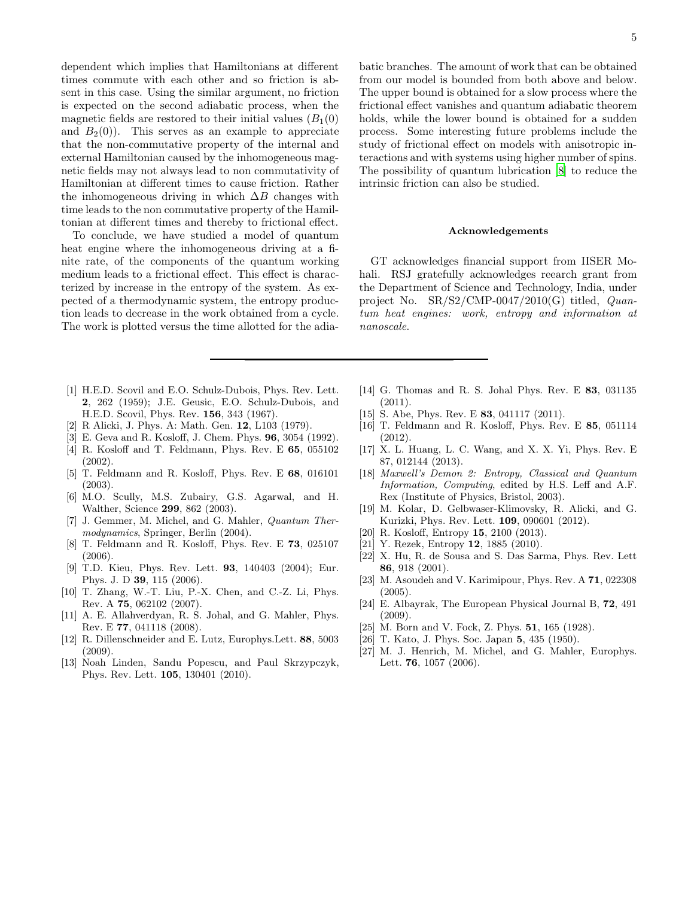dependent which implies that Hamiltonians at different times commute with each other and so friction is absent in this case. Using the similar argument, no friction is expected on the second adiabatic process, when the magnetic fields are restored to their initial values ($B_1(0)$ and $B_2(0)$). This serves as an example to appreciate that the non-commutative property of the internal and external Hamiltonian caused by the inhomogeneous magnetic fields may not always lead to non commutativity of Hamiltonian at different times to cause friction. Rather the inhomogeneous driving in which $\Delta B$ changes with time leads to the non commutative property of the Hamiltonian at different times and thereby to frictional effect.

To conclude, we have studied a model of quantum heat engine where the inhomogeneous driving at a finite rate, of the components of the quantum working medium leads to a frictional effect. This effect is characterized by increase in the entropy of the system. As expected of a thermodynamic system, the entropy production leads to decrease in the work obtained from a cycle. The work is plotted versus the time allotted for the adiabatic branches. The amount of work that can be obtained from our model is bounded from both above and below. The upper bound is obtained for a slow process where the frictional effect vanishes and quantum adiabatic theorem holds, while the lower bound is obtained for a sudden process. Some interesting future problems include the study of frictional effect on models with anisotropic interactions and with systems using higher number of spins. The possibility of quantum lubrication [8] to reduce the intrinsic friction can also be studied.

### Acknowledgements

GT acknowledges financial support from IISER Mohali. RSJ gratefully acknowledges reearch grant from the Department of Science and Technology, India, under project No. SR/S2/CMP-0047/2010(G) titled, *Quantum heat engines: work, entropy and information at nanoscale*.

---

[1] H.E.D. Scovil and E.O. Schulz-Dubois, Phys. Rev. Lett. **2**, 262 (1959); J.E. Geusic, E.O. Schulz-Dubois, and H.E.D. Scovil, Phys. Rev. **156**, 343 (1967).

[2] R Alicki, J. Phys. A: Math. Gen. **12**, L103 (1979).

[3] E. Geva and R. Kosloff, J. Chem. Phys. **96**, 3054 (1992).

[4] R. Kosloff and T. Feldmann, Phys. Rev. E **65**, 055102 (2002).

[5] T. Feldmann and R. Kosloff, Phys. Rev. E **68**, 016101 (2003).

[6] M.O. Scully, M.S. Zubairy, G.S. Agarwal, and H. Walther, Science **299**, 862 (2003).

[7] J. Gemmer, M. Michel, and G. Mahler, *Quantum Thermodynamics*, Springer, Berlin (2004).

[8] T. Feldmann and R. Kosloff, Phys. Rev. E **73**, 025107 (2006).

[9] T.D. Kieu, Phys. Rev. Lett. **93**, 140403 (2004); Eur. Phys. J. D **39**, 115 (2006).

[10] T. Zhang, W.-T. Liu, P.-X. Chen, and C.-Z. Li, Phys. Rev. A **75**, 062102 (2007).

[11] A. E. Allahverdyan, R. S. Johal, and G. Mahler, Phys. Rev. E **77**, 041118 (2008).

[12] R. Dillenschneider and E. Lutz, Europhys.Lett. **88**, 5003 (2009).

[13] Noah Linden, Sandu Popescu, and Paul Skrzypczyk, Phys. Rev. Lett. **105**, 130401 (2010).

[14] G. Thomas and R. S. Johal Phys. Rev. E **83**, 031135 (2011).

[15] S. Abe, Phys. Rev. E **83**, 041117 (2011).

[16] T. Feldmann and R. Kosloff, Phys. Rev. E **85**, 051114 (2012).

[17] X. L. Huang, L. C. Wang, and X. X. Yi, Phys. Rev. E 87, 012144 (2013).

[18] *Maxwell's Demon 2: Entropy, Classical and Quantum Information, Computing*, edited by H.S. Leff and A.F. Rex (Institute of Physics, Bristol, 2003).

[19] M. Kolar, D. Gelbwaser-Klimovsky, R. Alicki, and G. Kurizki, Phys. Rev. Lett. **109**, 090601 (2012).

[20] R. Kosloff, Entropy **15**, 2100 (2013).

[21] Y. Rezek, Entropy **12**, 1885 (2010).

[22] X. Hu, R. de Sousa and S. Das Sarma, Phys. Rev. Lett **86**, 918 (2001).

[23] M. Asoudeh and V. Karimipour, Phys. Rev. A **71**, 022308 (2005).

[24] E. Albayrak, The European Physical Journal B, **72**, 491 (2009).

[25] M. Born and V. Fock, Z. Phys. **51**, 165 (1928).

[26] T. Kato, J. Phys. Soc. Japan **5**, 435 (1950).

[27] M. J. Henrich, M. Michel, and G. Mahler, Europhys. Lett. **76**, 1057 (2006).